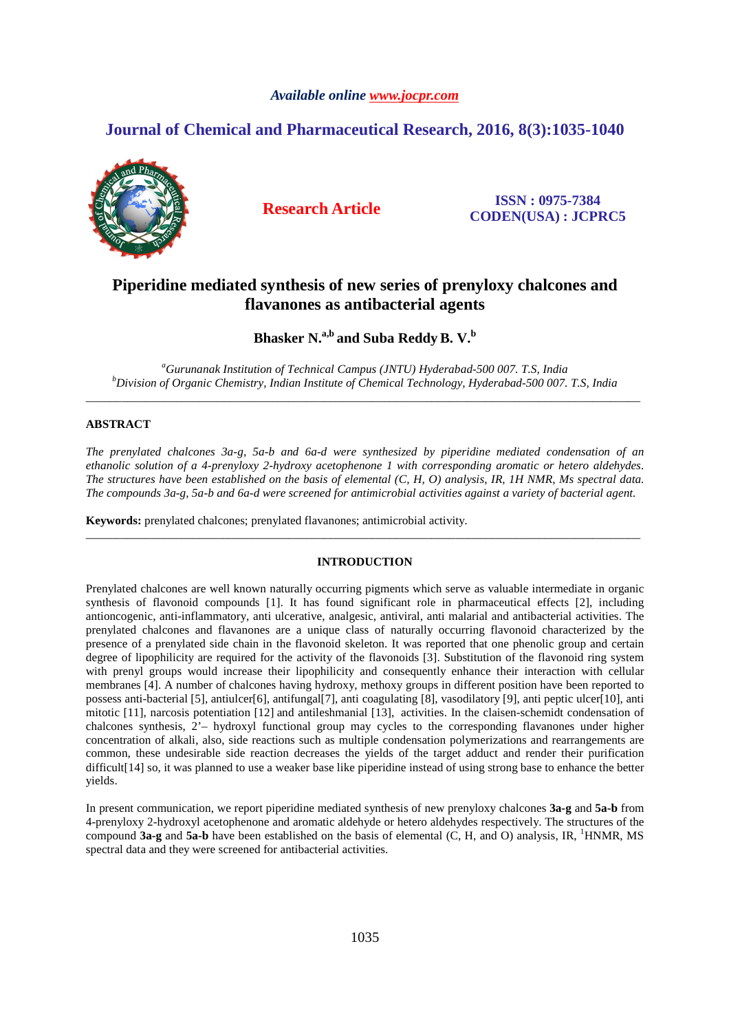# Piperidine mediated synthesis of new series of prenyloxy chalcones and flavanones as antibacterial agents

**Bhasker N.[a,b] and Suba Reddy B. V.[b]**

*[a]Gurunanak Institution of Technical Campus (JNTU) Hyderabad-500 007. T.S, India*
*[b]Division of Organic Chemistry, Indian Institute of Chemical Technology, Hyderabad-500 007. T.S, India*

---

## ABSTRACT

*The prenylated chalcones 3a-g, 5a-b and 6a-d were synthesized by piperidine mediated condensation of an ethanolic solution of a 4-prenyloxy 2-hydroxy acetophenone 1 with corresponding aromatic or hetero aldehydes. The structures have been established on the basis of elemental (C, H, O) analysis, IR, 1H NMR, Ms spectral data. The compounds 3a-g, 5a-b and 6a-d were screened for antimicrobial activities against a variety of bacterial agent.*

**Keywords:** prenylated chalcones; prenylated flavanones; antimicrobial activity.

---

## INTRODUCTION

Prenylated chalcones are well known naturally occurring pigments which serve as valuable intermediate in organic synthesis of flavonoid compounds [1]. It has found significant role in pharmaceutical effects [2], including antioncogenic, anti-inflammatory, anti ulcerative, analgesic, antiviral, anti malarial and antibacterial activities. The prenylated chalcones and flavanones are a unique class of naturally occurring flavonoid characterized by the presence of a prenylated side chain in the flavonoid skeleton. It was reported that one phenolic group and certain degree of lipophilicity are required for the activity of the flavonoids [3]. Substitution of the flavonoid ring system with prenyl groups would increase their lipophilicity and consequently enhance their interaction with cellular membranes [4]. A number of chalcones having hydroxy, methoxy groups in different position have been reported to possess anti-bacterial [5], antiulcer[6], antifungal[7], anti coagulating [8], vasodilatory [9], anti peptic ulcer[10], anti mitotic [11], narcosis potentiation [12] and antileshmanial [13], activities. In the claisen-schemidt condensation of chalcones synthesis, 2'– hydroxyl functional group may cycles to the corresponding flavanones under higher concentration of alkali, also, side reactions such as multiple condensation polymerizations and rearrangements are common, these undesirable side reaction decreases the yields of the target adduct and render their purification difficult[14] so, it was planned to use a weaker base like piperidine instead of using strong base to enhance the better yields.

In present communication, we report piperidine mediated synthesis of new prenyloxy chalcones **3a-g** and **5a-b** from 4-prenyloxy 2-hydroxyl acetophenone and aromatic aldehyde or hetero aldehydes respectively. The structures of the compound **3a-g** and **5a-b** have been established on the basis of elemental (C, H, and O) analysis, IR, [1]HNMR, MS spectral data and they were screened for antibacterial activities.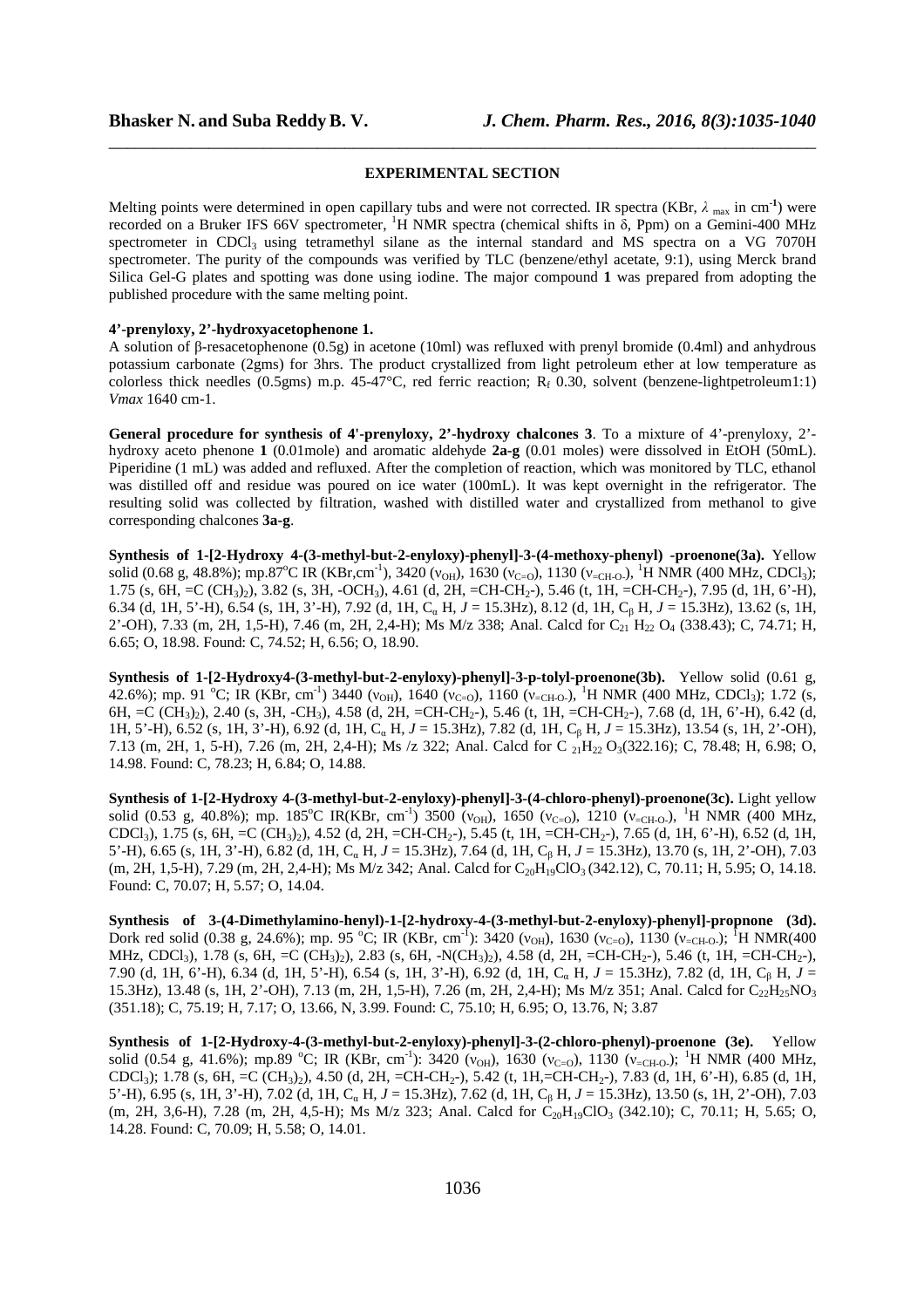## EXPERIMENTAL SECTION

Melting points were determined in open capillary tubs and were not corrected. IR spectra (KBr, $\lambda_{max}$ in $cm^{-1}$) were recorded on a Bruker IFS 66V spectrometer, $^1H$ NMR spectra (chemical shifts in δ, Ppm) on a Gemini-400 MHz spectrometer in $CDCl_3$ using tetramethyl silane as the internal standard and MS spectra on a VG 7070H spectrometer. The purity of the compounds was verified by TLC (benzene/ethyl acetate, 9:1), using Merck brand Silica Gel-G plates and spotting was done using iodine. The major compound **1** was prepared from adopting the published procedure with the same melting point.

**4'-prenyloxy, 2'-hydroxyacetophenone 1.**

A solution of β-resacetophenone (0.5g) in acetone (10ml) was refluxed with prenyl bromide (0.4ml) and anhydrous potassium carbonate (2gms) for 3hrs. The product crystallized from light petroleum ether at low temperature as colorless thick needles (0.5gms) m.p. 45-47°C, red ferric reaction; $R_f$ 0.30, solvent (benzene-lightpetroleum1:1) *Vmax* 1640 cm-1.

**General procedure for synthesis of 4'-prenyloxy, 2'-hydroxy chalcones 3**. To a mixture of 4'-prenyloxy, 2'-hydroxy aceto phenone **1** (0.01mole) and aromatic aldehyde **2a-g** (0.01 moles) were dissolved in EtOH (50mL). Piperidine (1 mL) was added and refluxed. After the completion of reaction, which was monitored by TLC, ethanol was distilled off and residue was poured on ice water (100mL). It was kept overnight in the refrigerator. The resulting solid was collected by filtration, washed with distilled water and crystallized from methanol to give corresponding chalcones **3a-g**.

**Synthesis of 1-[2-Hydroxy 4-(3-methyl-but-2-enyloxy)-phenyl]-3-(4-methoxy-phenyl) -proenone(3a).** Yellow solid (0.68 g, 48.8%); mp.87°C IR (KBr,$cm^{-1}$), 3420 ($\nu_{OH}$), 1630 ($\nu_{C=O}$), 1130 ($\nu_{=CH-O-}$), $^1H$ NMR (400 MHz, $CDCl_3$); 1.75 (s, 6H, =C $(CH_3)_2$), 3.82 (s, 3H, $-OCH_3$), 4.61 (d, 2H, $=CH-CH_2-$), 5.46 (t, 1H, $=CH-CH_2-$), 7.95 (d, 1H, 6'-H), 6.34 (d, 1H, 5'-H), 6.54 (s, 1H, 3'-H), 7.92 (d, 1H, $C_\alpha$ H, $J$ = 15.3Hz), 8.12 (d, 1H, $C_\beta$ H, $J$ = 15.3Hz), 13.62 (s, 1H, 2'-OH), 7.33 (m, 2H, 1,5-H), 7.46 (m, 2H, 2,4-H); Ms M/z 338; Anal. Calcd for $C_{21}H_{22}O_4$ (338.43); C, 74.71; H, 6.65; O, 18.98. Found: C, 74.52; H, 6.56; O, 18.90.

**Synthesis of 1-[2-Hydroxy4-(3-methyl-but-2-enyloxy)-phenyl]-3-p-tolyl-proenone(3b).** Yellow solid (0.61 g, 42.6%); mp. 91 °C; IR (KBr, $cm^{-1}$) 3440 ($\nu_{OH}$), 1640 ($\nu_{C=O}$), 1160 ($\nu_{=CH-O-}$), $^1H$ NMR (400 MHz, $CDCl_3$); 1.72 (s, 6H, =C $(CH_3)_2$), 2.40 (s, 3H, $-CH_3$), 4.58 (d, 2H, $=CH-CH_2-$), 5.46 (t, 1H, $=CH-CH_2-$), 7.68 (d, 1H, 6'-H), 6.42 (d, 1H, 5'-H), 6.52 (s, 1H, 3'-H), 6.92 (d, 1H, $C_\alpha$ H, $J$ = 15.3Hz), 7.82 (d, 1H, $C_\beta$ H, $J$ = 15.3Hz), 13.54 (s, 1H, 2'-OH), 7.13 (m, 2H, 1, 5-H), 7.26 (m, 2H, 2,4-H); Ms /z 322; Anal. Calcd for C $_{21}H_{22}O_3$(322.16); C, 78.48; H, 6.98; O, 14.98. Found: C, 78.23; H, 6.84; O, 14.88.

**Synthesis of 1-[2-Hydroxy 4-(3-methyl-but-2-enyloxy)-phenyl]-3-(4-chloro-phenyl)-proenone(3c).** Light yellow solid (0.53 g, 40.8%); mp. 185°C IR(KBr, $cm^{-1}$) 3500 ($\nu_{OH}$), 1650 ($\nu_{C=O}$), 1210 ($\nu_{=CH-O-}$), $^1H$ NMR (400 MHz, $CDCl_3$), 1.75 (s, 6H, =C $(CH_3)_2$), 4.52 (d, 2H, $=CH-CH_2-$), 5.45 (t, 1H, $=CH-CH_2-$), 7.65 (d, 1H, 6'-H), 6.52 (d, 1H, 5'-H), 6.65 (s, 1H, 3'-H), 6.82 (d, 1H, $C_\alpha$ H, $J$ = 15.3Hz), 7.64 (d, 1H, $C_\beta$ H, $J$ = 15.3Hz), 13.70 (s, 1H, 2'-OH), 7.03 (m, 2H, 1,5-H), 7.29 (m, 2H, 2,4-H); Ms M/z 342; Anal. Calcd for $C_{20}H_{19}ClO_3$ (342.12), C, 70.11; H, 5.95; O, 14.18. Found: C, 70.07; H, 5.57; O, 14.04.

**Synthesis of 3-(4-Dimethylamino-henyl)-1-[2-hydroxy-4-(3-methyl-but-2-enyloxy)-phenyl]-propnone (3d).** Dork red solid (0.38 g, 24.6%); mp. 95 °C; IR (KBr, $cm^{-1}$): 3420 ($\nu_{OH}$), 1630 ($\nu_{C=O}$), 1130 ($\nu_{=CH-O-}$); $^1H$ NMR(400 MHz, $CDCl_3$), 1.78 (s, 6H, =C $(CH_3)_2$), 2.83 (s, 6H, $-N(CH_3)_2$), 4.58 (d, 2H, $=CH-CH_2-$), 5.46 (t, 1H, $=CH-CH_2-$), 7.90 (d, 1H, 6'-H), 6.34 (d, 1H, 5'-H), 6.54 (s, 1H, 3'-H), 6.92 (d, 1H, $C_\alpha$ H, $J$ = 15.3Hz), 7.82 (d, 1H, $C_\beta$ H, $J$ = 15.3Hz), 13.48 (s, 1H, 2'-OH), 7.13 (m, 2H, 1,5-H), 7.26 (m, 2H, 2,4-H); Ms M/z 351; Anal. Calcd for $C_{22}H_{25}NO_3$ (351.18); C, 75.19; H, 7.17; O, 13.66, N, 3.99. Found: C, 75.10; H, 6.95; O, 13.76, N; 3.87

**Synthesis of 1-[2-Hydroxy-4-(3-methyl-but-2-enyloxy)-phenyl]-3-(2-chloro-phenyl)-proenone (3e).** Yellow solid (0.54 g, 41.6%); mp.89 °C; IR (KBr, $cm^{-1}$): 3420 ($\nu_{OH}$), 1630 ($\nu_{C=O}$), 1130 ($\nu_{=CH-O-}$); $^1H$ NMR (400 MHz, $CDCl_3$); 1.78 (s, 6H, =C $(CH_3)_2$), 4.50 (d, 2H, $=CH-CH_2-$), 5.42 (t, 1H,$=CH-CH_2-$), 7.83 (d, 1H, 6'-H), 6.85 (d, 1H, 5'-H), 6.95 (s, 1H, 3'-H), 7.02 (d, 1H, $C_\alpha$ H, $J$ = 15.3Hz), 7.62 (d, 1H, $C_\beta$ H, $J$ = 15.3Hz), 13.50 (s, 1H, 2'-OH), 7.03 (m, 2H, 3,6-H), 7.28 (m, 2H, 4,5-H); Ms M/z 323; Anal. Calcd for $C_{20}H_{19}ClO_3$ (342.10); C, 70.11; H, 5.65; O, 14.28. Found: C, 70.09; H, 5.58; O, 14.01.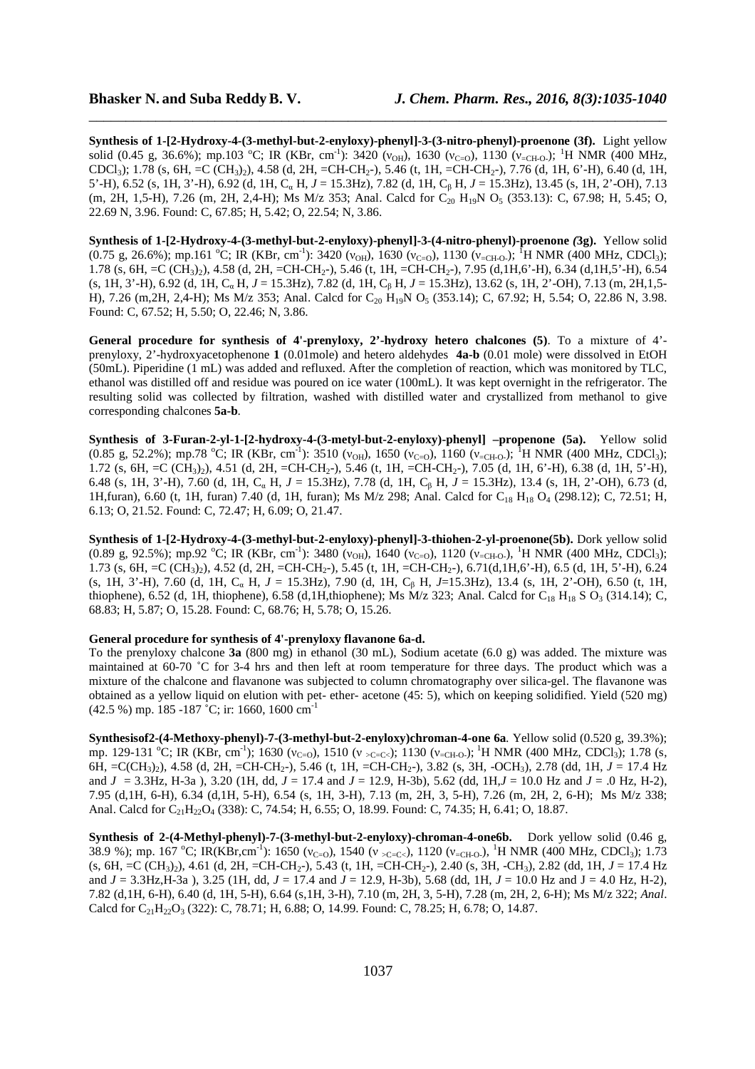**Synthesis of 1-[2-Hydroxy-4-(3-methyl-but-2-enyloxy)-phenyl]-3-(3-nitro-phenyl)-proenone (3f).** Light yellow solid (0.45 g, 36.6%); mp.103 °C; IR (KBr, $cm^{-1}$): 3420 ($\nu_{OH}$), 1630 ($\nu_{C=O}$), 1130 ($\nu_{=CH-O-}$); $^{1}H$ NMR (400 MHz, $CDCl_3$); 1.78 (s, 6H, =C $(CH_3)_2$), 4.58 (d, 2H, =CH-$CH_2$-), 5.46 (t, 1H, =CH-$CH_2$-), 7.76 (d, 1H, 6'-H), 6.40 (d, 1H, 5'-H), 6.52 (s, 1H, 3'-H), 6.92 (d, 1H, $C_\alpha$ H, $J$ = 15.3Hz), 7.82 (d, 1H, $C_\beta$ H, $J$ = 15.3Hz), 13.45 (s, 1H, 2'-OH), 7.13 (m, 2H, 1,5-H), 7.26 (m, 2H, 2,4-H); Ms M/z 353; Anal. Calcd for $C_{20}H_{19}NO_5$ (353.13): C, 67.98; H, 5.45; O, 22.69 N, 3.96. Found: C, 67.85; H, 5.42; O, 22.54; N, 3.86.

**Synthesis of 1-[2-Hydroxy-4-(3-methyl-but-2-enyloxy)-phenyl]-3-(4-nitro-phenyl)-proenone *(*3g).** Yellow solid (0.75 g, 26.6%); mp.161 °C; IR (KBr, $cm^{-1}$): 3420 ($\nu_{OH}$), 1630 ($\nu_{C=O}$), 1130 ($\nu_{=CH-O-}$); $^{1}H$ NMR (400 MHz, $CDCl_3$); 1.78 (s, 6H, =C $(CH_3)_2$), 4.58 (d, 2H, =CH-$CH_2$-), 5.46 (t, 1H, =CH-$CH_2$-), 7.95 (d,1H,6'-H), 6.34 (d,1H,5'-H), 6.54 (s, 1H, 3'-H), 6.92 (d, 1H, $C_\alpha$ H, $J$ = 15.3Hz), 7.82 (d, 1H, $C_\beta$ H, $J$ = 15.3Hz), 13.62 (s, 1H, 2'-OH), 7.13 (m, 2H,1,5-H), 7.26 (m,2H, 2,4-H); Ms M/z 353; Anal. Calcd for $C_{20}H_{19}NO_5$ (353.14); C, 67.92; H, 5.54; O, 22.86 N, 3.98. Found: C, 67.52; H, 5.50; O, 22.46; N, 3.86.

**General procedure for synthesis of 4'-prenyloxy, 2'-hydroxy hetero chalcones (5)**. To a mixture of 4'-prenyloxy, 2'-hydroxyacetophenone **1** (0.01mole) and hetero aldehydes **4a-b** (0.01 mole) were dissolved in EtOH (50mL). Piperidine (1 mL) was added and refluxed. After the completion of reaction, which was monitored by TLC, ethanol was distilled off and residue was poured on ice water (100mL). It was kept overnight in the refrigerator. The resulting solid was collected by filtration, washed with distilled water and crystallized from methanol to give corresponding chalcones **5a-b**.

**Synthesis of 3-Furan-2-yl-1-[2-hydroxy-4-(3-metyl-but-2-enyloxy)-phenyl] –propenone (5a).** Yellow solid (0.85 g, 52.2%); mp.78 °C; IR (KBr, $cm^{-1}$): 3510 ($\nu_{OH}$), 1650 ($\nu_{C=O}$), 1160 ($\nu_{=CH-O-}$); $^{1}H$ NMR (400 MHz, $CDCl_3$); 1.72 (s, 6H, =C $(CH_3)_2$), 4.51 (d, 2H, =CH-$CH_2$-), 5.46 (t, 1H, =CH-$CH_2$-), 7.05 (d, 1H, 6'-H), 6.38 (d, 1H, 5'-H), 6.48 (s, 1H, 3'-H), 7.60 (d, 1H, $C_\alpha$ H, $J$ = 15.3Hz), 7.78 (d, 1H, $C_\beta$ H, $J$ = 15.3Hz), 13.4 (s, 1H, 2'-OH), 6.73 (d, 1H,furan), 6.60 (t, 1H, furan) 7.40 (d, 1H, furan); Ms M/z 298; Anal. Calcd for $C_{18}H_{18}O_4$ (298.12); C, 72.51; H, 6.13; O, 21.52. Found: C, 72.47; H, 6.09; O, 21.47.

**Synthesis of 1-[2-Hydroxy-4-(3-methyl-but-2-enyloxy)-phenyl]-3-thiohen-2-yl-proenone(5b).** Dork yellow solid (0.89 g, 92.5%); mp.92 °C; IR (KBr, $cm^{-1}$): 3480 ($\nu_{OH}$), 1640 ($\nu_{C=O}$), 1120 ($\nu_{=CH-O-}$), $^{1}H$ NMR (400 MHz, $CDCl_3$); 1.73 (s, 6H, =C $(CH_3)_2$), 4.52 (d, 2H, =CH-$CH_2$-), 5.45 (t, 1H, =CH-$CH_2$-), 6.71(d,1H,6'-H), 6.5 (d, 1H, 5'-H), 6.24 (s, 1H, 3'-H), 7.60 (d, 1H, $C_\alpha$ H, $J$ = 15.3Hz), 7.90 (d, 1H, $C_\beta$ H, $J$=15.3Hz), 13.4 (s, 1H, 2'-OH), 6.50 (t, 1H, thiophene), 6.52 (d, 1H, thiophene), 6.58 (d,1H,thiophene); Ms M/z 323; Anal. Calcd for $C_{18}H_{18}SO_3$ (314.14); C, 68.83; H, 5.87; O, 15.28. Found: C, 68.76; H, 5.78; O, 15.26.

**General procedure for synthesis of 4'-prenyloxy flavanone 6a-d.**

To the prenyloxy chalcone **3a** (800 mg) in ethanol (30 mL), Sodium acetate (6.0 g) was added. The mixture was maintained at 60-70 °C for 3-4 hrs and then left at room temperature for three days. The product which was a mixture of the chalcone and flavanone was subjected to column chromatography over silica-gel. The flavanone was obtained as a yellow liquid on elution with pet- ether- acetone (45: 5), which on keeping solidified. Yield (520 mg) (42.5 %) mp. 185 -187 °C; ir: 1660, 1600 $cm^{-1}$

**Synthesisof2-(4-Methoxy-phenyl)-7-(3-methyl-but-2-enyloxy)chroman-4-one 6a**. Yellow solid (0.520 g, 39.3%); mp. 129-131 °C; IR (KBr, $cm^{-1}$); 1630 ($\nu_{C=O}$), 1510 ($\nu_{>C=C<}$); 1130 ($\nu_{=CH-O-}$); $^{1}H$ NMR (400 MHz, $CDCl_3$); 1.78 (s, 6H, =$C(CH_3)_2$), 4.58 (d, 2H, =CH-$CH_2$-), 5.46 (t, 1H, =CH-$CH_2$-), 3.82 (s, 3H, -$OCH_3$), 2.78 (dd, 1H, $J$ = 17.4 Hz and $J$ = 3.3Hz, H-3a ), 3.20 (1H, dd, $J$ = 17.4 and $J$ = 12.9, H-3b), 5.62 (dd, 1H,$J$ = 10.0 Hz and $J$ = .0 Hz, H-2), 7.95 (d,1H, 6-H), 6.34 (d,1H, 5-H), 6.54 (s, 1H, 3-H), 7.13 (m, 2H, 3, 5-H), 7.26 (m, 2H, 2, 6-H); Ms M/z 338; Anal. Calcd for $C_{21}H_{22}O_4$ (338): C, 74.54; H, 6.55; O, 18.99. Found: C, 74.35; H, 6.41; O, 18.87.

**Synthesis of 2-(4-Methyl-phenyl)-7-(3-methyl-but-2-enyloxy)-chroman-4-one6b.** Dork yellow solid (0.46 g, 38.9 %); mp. 167 °C; IR(KBr,$cm^{-1}$): 1650 ($\nu_{C=O}$), 1540 ($\nu_{>C=C<}$), 1120 ($\nu_{=CH-O-}$), $^{1}H$ NMR (400 MHz, $CDCl_3$); 1.73 (s, 6H, =C $(CH_3)_2$), 4.61 (d, 2H, =CH-$CH_2$-), 5.43 (t, 1H, =CH-$CH_2$-), 2.40 (s, 3H, -$CH_3$), 2.82 (dd, 1H, $J$ = 17.4 Hz and $J$ = 3.3Hz,H-3a ), 3.25 (1H, dd, $J$ = 17.4 and $J$ = 12.9, H-3b), 5.68 (dd, 1H, $J$ = 10.0 Hz and J = 4.0 Hz, H-2), 7.82 (d,1H, 6-H), 6.40 (d, 1H, 5-H), 6.64 (s,1H, 3-H), 7.10 (m, 2H, 3, 5-H), 7.28 (m, 2H, 2, 6-H); Ms M/z 322; *Anal*. Calcd for $C_{21}H_{22}O_3$ (322): C, 78.71; H, 6.88; O, 14.99. Found: C, 78.25; H, 6.78; O, 14.87.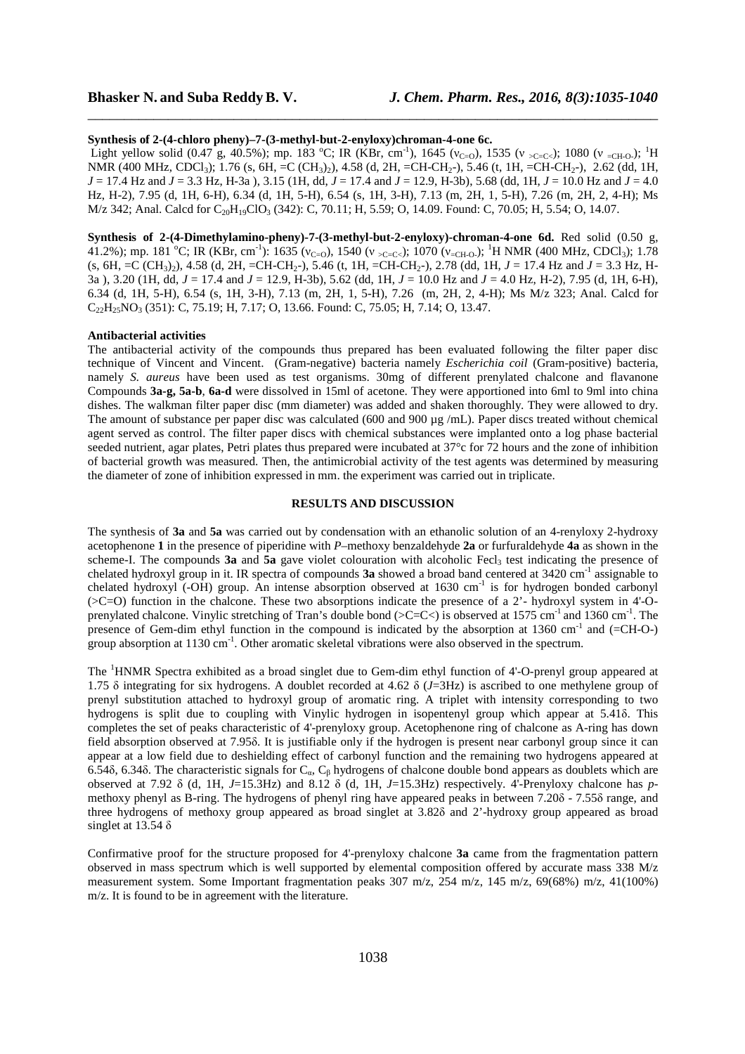**Synthesis of 2-(4-chloro pheny)–7-(3-methyl-but-2-enyloxy)chroman-4-one 6c.**
Light yellow solid (0.47 g, 40.5%); mp. 183 °C; IR (KBr, $cm^{-1}$), 1645 ($\nu_{C=O}$), 1535 ($\nu_{>C=C<}$); 1080 ($\nu_{=CH-O-}$); $^1$H NMR (400 MHz, $CDCl_3$); 1.76 (s, 6H, =C $(CH_3)_2$), 4.58 (d, 2H, =CH-$CH_2$-), 5.46 (t, 1H, =CH-$CH_2$-), 2.62 (dd, 1H, $J$ = 17.4 Hz and $J$ = 3.3 Hz, H-3a ), 3.15 (1H, dd, $J$ = 17.4 and $J$ = 12.9, H-3b), 5.68 (dd, 1H, $J$ = 10.0 Hz and $J$ = 4.0 Hz, H-2), 7.95 (d, 1H, 6-H), 6.34 (d, 1H, 5-H), 6.54 (s, 1H, 3-H), 7.13 (m, 2H, 1, 5-H), 7.26 (m, 2H, 2, 4-H); Ms M/z 342; Anal. Calcd for $C_{20}H_{19}ClO_3$ (342): C, 70.11; H, 5.59; O, 14.09. Found: C, 70.05; H, 5.54; O, 14.07.

**Synthesis of 2-(4-Dimethylamino-pheny)-7-(3-methyl-but-2-enyloxy)-chroman-4-one 6d.** Red solid (0.50 g, 41.2%); mp. 181 °C; IR (KBr, $cm^{-1}$): 1635 ($\nu_{C=O}$), 1540 ($\nu_{>C=C<}$); 1070 ($\nu_{=CH-O-}$); $^1$H NMR (400 MHz, $CDCl_3$); 1.78 (s, 6H, =C $(CH_3)_2$), 4.58 (d, 2H, =CH-$CH_2$-), 5.46 (t, 1H, =CH-$CH_2$-), 2.78 (dd, 1H, $J$ = 17.4 Hz and $J$ = 3.3 Hz, H-3a ), 3.20 (1H, dd, $J$ = 17.4 and $J$ = 12.9, H-3b), 5.62 (dd, 1H, $J$ = 10.0 Hz and $J$ = 4.0 Hz, H-2), 7.95 (d, 1H, 6-H), 6.34 (d, 1H, 5-H), 6.54 (s, 1H, 3-H), 7.13 (m, 2H, 1, 5-H), 7.26 (m, 2H, 2, 4-H); Ms M/z 323; Anal. Calcd for $C_{22}H_{25}NO_3$ (351): C, 75.19; H, 7.17; O, 13.66. Found: C, 75.05; H, 7.14; O, 13.47.

**Antibacterial activities**

The antibacterial activity of the compounds thus prepared has been evaluated following the filter paper disc technique of Vincent and Vincent. (Gram-negative) bacteria namely *Escherichia coil* (Gram-positive) bacteria, namely *S. aureus* have been used as test organisms. 30mg of different prenylated chalcone and flavanone Compounds **3a-g, 5a-b**, **6a-d** were dissolved in 15ml of acetone. They were apportioned into 6ml to 9ml into china dishes. The walkman filter paper disc (mm diameter) was added and shaken thoroughly. They were allowed to dry. The amount of substance per paper disc was calculated (600 and 900 µg /mL). Paper discs treated without chemical agent served as control. The filter paper discs with chemical substances were implanted onto a log phase bacterial seeded nutrient, agar plates, Petri plates thus prepared were incubated at 37°c for 72 hours and the zone of inhibition of bacterial growth was measured. Then, the antimicrobial activity of the test agents was determined by measuring the diameter of zone of inhibition expressed in mm. the experiment was carried out in triplicate.

## RESULTS AND DISCUSSION

The synthesis of **3a** and **5a** was carried out by condensation with an ethanolic solution of an 4-renyloxy 2-hydroxy acetophenone **1** in the presence of piperidine with *P*–methoxy benzaldehyde **2a** or furfuraldehyde **4a** as shown in the scheme-I. The compounds **3a** and **5a** gave violet colouration with alcoholic $Fecl_3$ test indicating the presence of chelated hydroxyl group in it. IR spectra of compounds **3a** showed a broad band centered at 3420 $cm^{-1}$ assignable to chelated hydroxyl (-OH) group. An intense absorption observed at 1630 $cm^{-1}$ is for hydrogen bonded carbonyl (>C=O) function in the chalcone. These two absorptions indicate the presence of a 2'- hydroxyl system in 4'-O-prenylated chalcone. Vinylic stretching of Tran's double bond (>C=C<) is observed at 1575 $cm^{-1}$ and 1360 $cm^{-1}$. The presence of Gem-dim ethyl function in the compound is indicated by the absorption at 1360 $cm^{-1}$ and (=CH-O-) group absorption at 1130 $cm^{-1}$. Other aromatic skeletal vibrations were also observed in the spectrum.

The $^1$HNMR Spectra exhibited as a broad singlet due to Gem-dim ethyl function of 4'-O-prenyl group appeared at 1.75 δ integrating for six hydrogens. A doublet recorded at 4.62 δ ($J$=3Hz) is ascribed to one methylene group of prenyl substitution attached to hydroxyl group of aromatic ring. A triplet with intensity corresponding to two hydrogens is split due to coupling with Vinylic hydrogen in isopentenyl group which appear at 5.41δ. This completes the set of peaks characteristic of 4'-prenyloxy group. Acetophenone ring of chalcone as A-ring has down field absorption observed at 7.95δ. It is justifiable only if the hydrogen is present near carbonyl group since it can appear at a low field due to deshielding effect of carbonyl function and the remaining two hydrogens appeared at 6.54δ, 6.34δ. The characteristic signals for $C_\alpha$, $C_\beta$ hydrogens of chalcone double bond appears as doublets which are observed at 7.92 δ (d, 1H, $J$=15.3Hz) and 8.12 δ (d, 1H, $J$=15.3Hz) respectively. 4'-Prenyloxy chalcone has *p*-methoxy phenyl as B-ring. The hydrogens of phenyl ring have appeared peaks in between 7.20δ - 7.55δ range, and three hydrogens of methoxy group appeared as broad singlet at 3.82δ and 2'-hydroxy group appeared as broad singlet at 13.54 δ

Confirmative proof for the structure proposed for 4'-prenyloxy chalcone **3a** came from the fragmentation pattern observed in mass spectrum which is well supported by elemental composition offered by accurate mass 338 M/z measurement system. Some Important fragmentation peaks 307 m/z, 254 m/z, 145 m/z, 69(68%) m/z, 41(100%) m/z. It is found to be in agreement with the literature.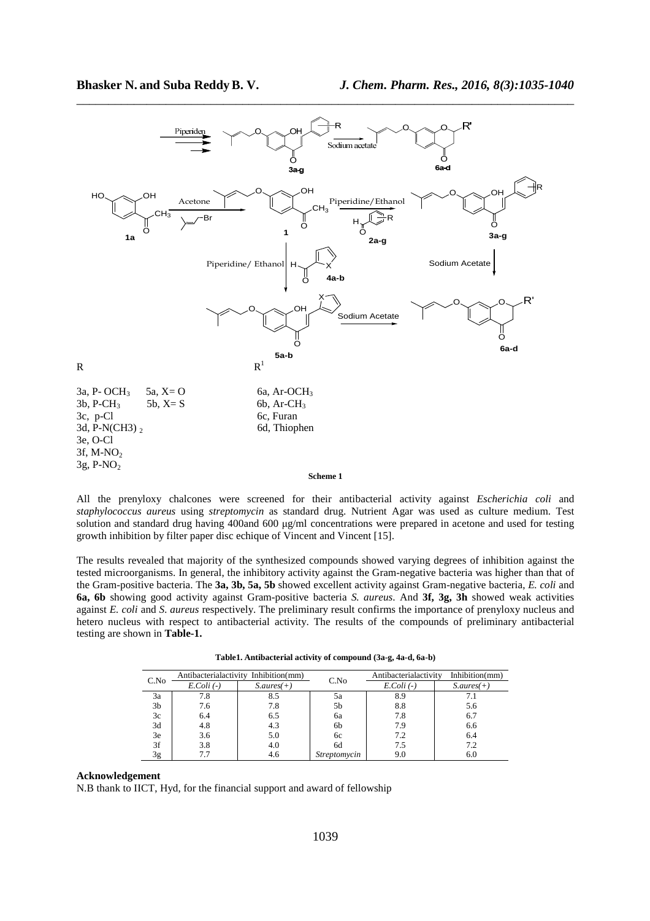R    $R^1$

3a, P- $OCH_3$    5a, X= O    6a, Ar-$OCH_3$
3b, P-$CH_3$    5b, X= S    6b, Ar-$CH_3$
3c, p-Cl    6c, Furan
3d, P-N(CH3) $_2$    6d, Thiophen
3e, O-Cl
3f, M-$NO_2$
3g, P-$NO_2$

**Scheme 1**

All the prenyloxy chalcones were screened for their antibacterial activity against *Escherichia coli* and *staphylococcus aureus* using *streptomycin* as standard drug. Nutrient Agar was used as culture medium. Test solution and standard drug having 400and 600 μg/ml concentrations were prepared in acetone and used for testing growth inhibition by filter paper disc echique of Vincent and Vincent [15].

The results revealed that majority of the synthesized compounds showed varying degrees of inhibition against the tested microorganisms. In general, the inhibitory activity against the Gram-negative bacteria was higher than that of the Gram-positive bacteria. The **3a, 3b, 5a, 5b** showed excellent activity against Gram-negative bacteria, *E. coli* and **6a, 6b** showing good activity against Gram-positive bacteria *S. aureus*. And **3f, 3g, 3h** showed weak activities against *E. coli* and *S. aureus* respectively. The preliminary result confirms the importance of prenyloxy nucleus and hetero nucleus with respect to antibacterial activity. The results of the compounds of preliminary antibacterial testing are shown in **Table-1.**

**Table1. Antibacterial activity of compound (3a-g, 4a-d, 6a-b)**

| C.No | Antibacterialactivity Inhibition(mm) | | C.No | Antibacterialactivity Inhibition(mm) | |
|---|---|---|---|---|---|
| | *E.Coli (-)* | *S.aures(+)* | | *E.Coli (-)* | *S.aures(+)* |
| 3a | 7.8 | 8.5 | 5a | 8.9 | 7.1 |
| 3b | 7.6 | 7.8 | 5b | 8.8 | 5.6 |
| 3c | 6.4 | 6.5 | 6a | 7.8 | 6.7 |
| 3d | 4.8 | 4.3 | 6b | 7.9 | 6.6 |
| 3e | 3.6 | 5.0 | 6c | 7.2 | 6.4 |
| 3f | 3.8 | 4.0 | 6d | 7.5 | 7.2 |
| 3g | 7.7 | 4.6 | *Streptomycin* | 9.0 | 6.0 |

### Acknowledgement

N.B thank to IICT, Hyd, for the financial support and award of fellowship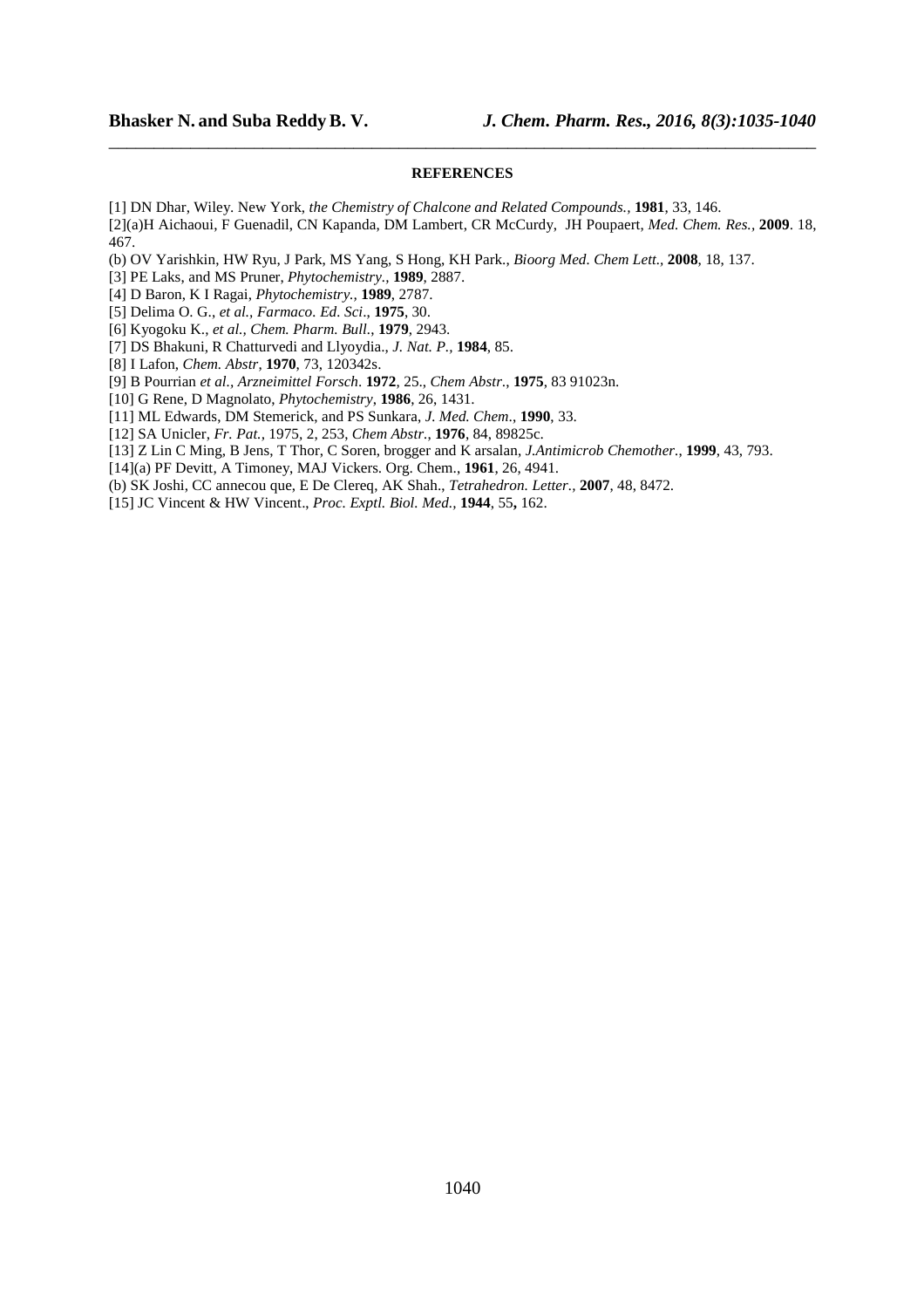## REFERENCES

[1] DN Dhar, Wiley. New York, *the Chemistry of Chalcone and Related Compounds.*, **1981**, 33, 146.

[2](a)H Aichaoui, F Guenadil, CN Kapanda, DM Lambert, CR McCurdy, JH Poupaert, *Med. Chem. Res.*, **2009**. 18, 467.

(b) OV Yarishkin, HW Ryu, J Park, MS Yang, S Hong, KH Park., *Bioorg Med. Chem Lett.*, **2008**, 18, 137.

[3] PE Laks, and MS Pruner, *Phytochemistry.*, **1989**, 2887.

[4] D Baron, K I Ragai, *Phytochemistry.*, **1989**, 2787.

[5] Delima O. G., *et al., Farmaco. Ed. Sci*., **1975**, 30.

[6] Kyogoku K., *et al., Chem. Pharm. Bull*., **1979**, 2943.

[7] DS Bhakuni, R Chatturvedi and Llyoydia., *J. Nat. P.*, **1984**, 85.

[8] I Lafon, *Chem. Abstr*, **1970**, 73, 120342s.

[9] B Pourrian *et al., Arzneimittel Forsch*. **1972**, 25., *Chem Abstr*., **1975**, 83 91023n.

[10] G Rene, D Magnolato, *Phytochemistry*, **1986**, 26, 1431.

[11] ML Edwards, DM Stemerick, and PS Sunkara, *J. Med. Chem*., **1990**, 33.

[12] SA Unicler, *Fr. Pat.*, 1975, 2, 253, *Chem Abstr.*, **1976**, 84, 89825c.

[13] Z Lin C Ming, B Jens, T Thor, C Soren, brogger and K arsalan, *J.Antimicrob Chemother.*, **1999**, 43, 793.

[14](a) PF Devitt, A Timoney, MAJ Vickers. Org. Chem., **1961**, 26, 4941.

(b) SK Joshi, CC annecou que, E De Clereq, AK Shah., *Tetrahedron. Letter.*, **2007**, 48, 8472.

[15] JC Vincent & HW Vincent., *Proc. Exptl. Biol. Med.*, **1944**, 55**,** 162.